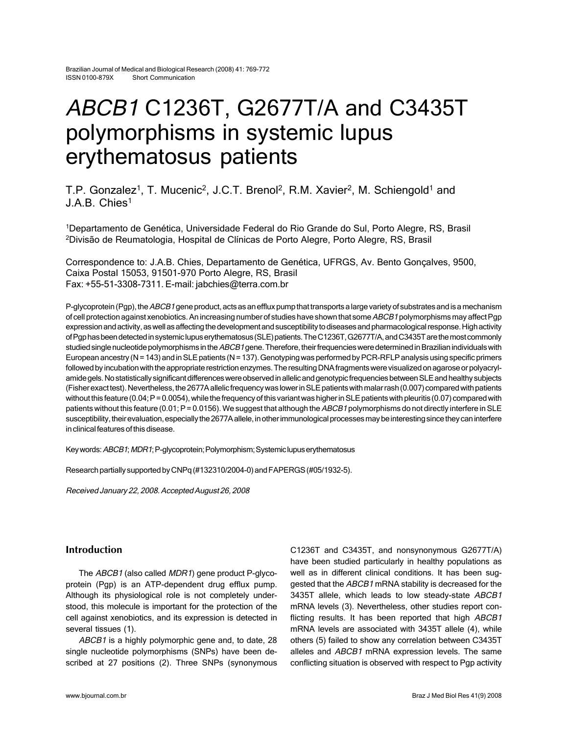# *ABCB1* C1236T, G2677T/A and C3435T polymorphisms in systemic lupus erythematosus patients

T.P. Gonzalez[1], T. Mucenic[2], J.C.T. Brenol[2], R.M. Xavier[2], M. Schiengold[1] and J.A.B. Chies[1]

[1]Departamento de Genética, Universidade Federal do Rio Grande do Sul, Porto Alegre, RS, Brasil
[2]Divisão de Reumatologia, Hospital de Clínicas de Porto Alegre, Porto Alegre, RS, Brasil

Correspondence to: J.A.B. Chies, Departamento de Genética, UFRGS, Av. Bento Gonçalves, 9500, Caixa Postal 15053, 91501-970 Porto Alegre, RS, Brasil
Fax: +55-51-3308-7311. E-mail: jabchies@terra.com.br

P-glycoprotein (Pgp), the *ABCB1* gene product, acts as an efflux pump that transports a large variety of substrates and is a mechanism of cell protection against xenobiotics. An increasing number of studies have shown that some *ABCB1* polymorphisms may affect Pgp expression and activity, as well as affecting the development and susceptibility to diseases and pharmacological response. High activity of Pgp has been detected in systemic lupus erythematosus (SLE) patients. The C1236T, G2677T/A, and C3435T are the most commonly studied single nucleotide polymorphisms in the *ABCB1* gene. Therefore, their frequencies were determined in Brazilian individuals with European ancestry (N = 143) and in SLE patients (N = 137). Genotyping was performed by PCR-RFLP analysis using specific primers followed by incubation with the appropriate restriction enzymes. The resulting DNA fragments were visualized on agarose or polyacrylamide gels. No statistically significant differences were observed in allelic and genotypic frequencies between SLE and healthy subjects (Fisher exact test). Nevertheless, the 2677A allelic frequency was lower in SLE patients with malar rash (0.007) compared with patients without this feature (0.04; P = 0.0054), while the frequency of this variant was higher in SLE patients with pleuritis (0.07) compared with patients without this feature (0.01; P = 0.0156). We suggest that although the *ABCB1* polymorphisms do not directly interfere in SLE susceptibility, their evaluation, especially the 2677A allele, in other immunological processes may be interesting since they can interfere in clinical features of this disease.

Key words: *ABCB1*; *MDR1*; P-glycoprotein; Polymorphism; Systemic lupus erythematosus

Research partially supported by CNPq (#132310/2004-0) and FAPERGS (#05/1932-5).

*Received January 22, 2008. Accepted August 26, 2008*

## Introduction

The *ABCB1* (also called *MDR1*) gene product P-glycoprotein (Pgp) is an ATP-dependent drug efflux pump. Although its physiological role is not completely understood, this molecule is important for the protection of the cell against xenobiotics, and its expression is detected in several tissues (1).

*ABCB1* is a highly polymorphic gene and, to date, 28 single nucleotide polymorphisms (SNPs) have been described at 27 positions (2). Three SNPs (synonymous C1236T and C3435T, and nonsynonymous G2677T/A) have been studied particularly in healthy populations as well as in different clinical conditions. It has been suggested that the *ABCB1* mRNA stability is decreased for the 3435T allele, which leads to low steady-state *ABCB1* mRNA levels (3). Nevertheless, other studies report conflicting results. It has been reported that high *ABCB1* mRNA levels are associated with 3435T allele (4), while others (5) failed to show any correlation between C3435T alleles and *ABCB1* mRNA expression levels. The same conflicting situation is observed with respect to Pgp activity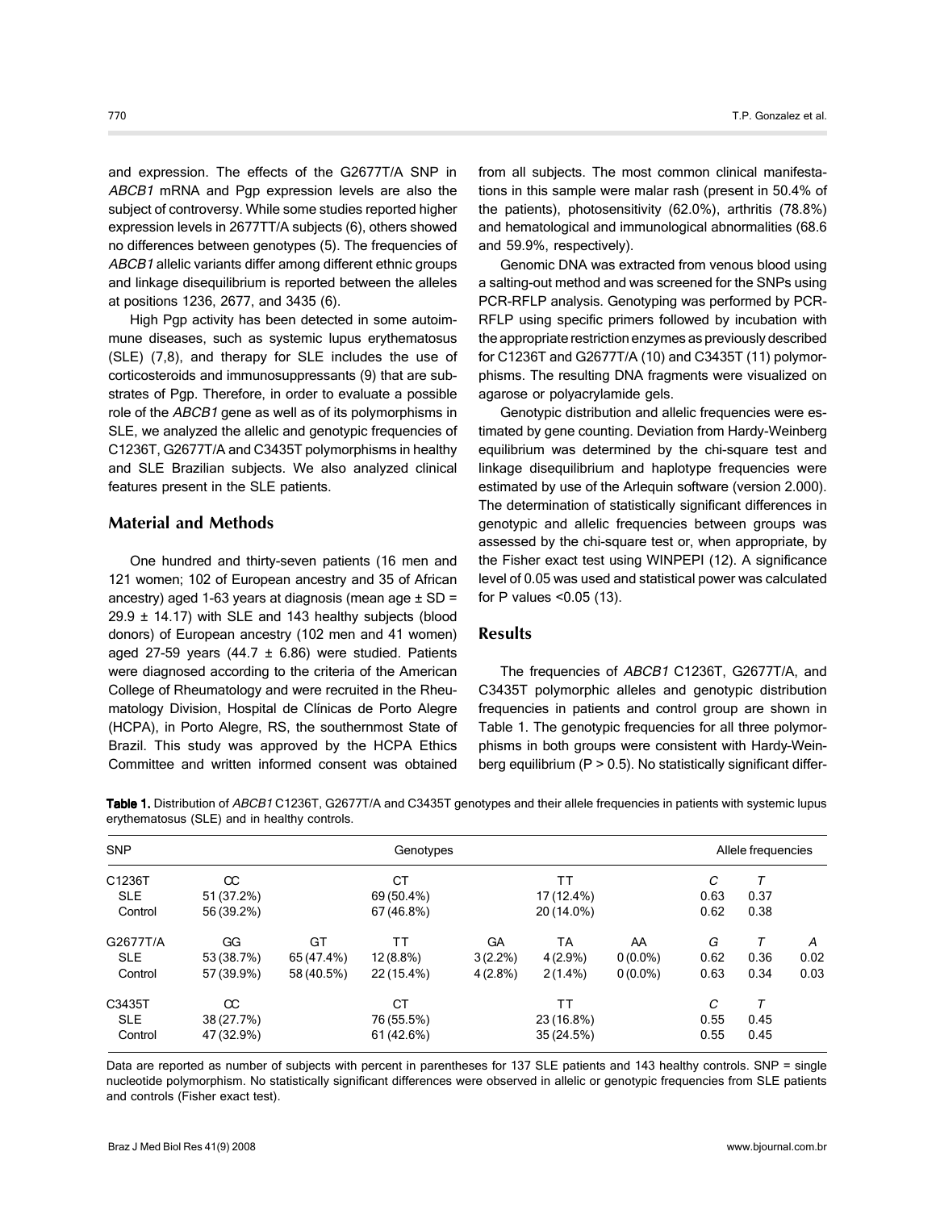and expression. The effects of the G2677T/A SNP in *ABCB1* mRNA and Pgp expression levels are also the subject of controversy. While some studies reported higher expression levels in 2677TT/A subjects (6), others showed no differences between genotypes (5). The frequencies of *ABCB1* allelic variants differ among different ethnic groups and linkage disequilibrium is reported between the alleles at positions 1236, 2677, and 3435 (6).

High Pgp activity has been detected in some autoimmune diseases, such as systemic lupus erythematosus (SLE) (7,8), and therapy for SLE includes the use of corticosteroids and immunosuppressants (9) that are substrates of Pgp. Therefore, in order to evaluate a possible role of the *ABCB1* gene as well as of its polymorphisms in SLE, we analyzed the allelic and genotypic frequencies of C1236T, G2677T/A and C3435T polymorphisms in healthy and SLE Brazilian subjects. We also analyzed clinical features present in the SLE patients.

## Material and Methods

One hundred and thirty-seven patients (16 men and 121 women; 102 of European ancestry and 35 of African ancestry) aged 1-63 years at diagnosis (mean age ± SD = 29.9 ± 14.17) with SLE and 143 healthy subjects (blood donors) of European ancestry (102 men and 41 women) aged 27-59 years (44.7 ± 6.86) were studied. Patients were diagnosed according to the criteria of the American College of Rheumatology and were recruited in the Rheumatology Division, Hospital de Clínicas de Porto Alegre (HCPA), in Porto Alegre, RS, the southernmost State of Brazil. This study was approved by the HCPA Ethics Committee and written informed consent was obtained from all subjects. The most common clinical manifestations in this sample were malar rash (present in 50.4% of the patients), photosensitivity (62.0%), arthritis (78.8%) and hematological and immunological abnormalities (68.6 and 59.9%, respectively).

Genomic DNA was extracted from venous blood using a salting-out method and was screened for the SNPs using PCR-RFLP analysis. Genotyping was performed by PCR-RFLP using specific primers followed by incubation with the appropriate restriction enzymes as previously described for C1236T and G2677T/A (10) and C3435T (11) polymorphisms. The resulting DNA fragments were visualized on agarose or polyacrylamide gels.

Genotypic distribution and allelic frequencies were estimated by gene counting. Deviation from Hardy-Weinberg equilibrium was determined by the chi-square test and linkage disequilibrium and haplotype frequencies were estimated by use of the Arlequin software (version 2.000). The determination of statistically significant differences in genotypic and allelic frequencies between groups was assessed by the chi-square test or, when appropriate, by the Fisher exact test using WINPEPI (12). A significance level of 0.05 was used and statistical power was calculated for P values <0.05 (13).

## Results

The frequencies of *ABCB1* C1236T, G2677T/A, and C3435T polymorphic alleles and genotypic distribution frequencies in patients and control group are shown in Table 1. The genotypic frequencies for all three polymorphisms in both groups were consistent with Hardy-Weinberg equilibrium (P > 0.5). No statistically significant differ-

**Table 1.** Distribution of *ABCB1* C1236T, G2677T/A and C3435T genotypes and their allele frequencies in patients with systemic lupus erythematosus (SLE) and in healthy controls.

| SNP | Genotypes | | | | | | Allele frequencies | | |
|---|---|---|---|---|---|---|---|---|---|
| C1236T | CC | | CT | | TT | | *C* | *T* | |
| SLE | 51 (37.2%) | | 69 (50.4%) | | 17 (12.4%) | | 0.63 | 0.37 | |
| Control | 56 (39.2%) | | 67 (46.8%) | | 20 (14.0%) | | 0.62 | 0.38 | |
| G2677T/A | GG | GT | TT | GA | TA | AA | *G* | *T* | *A* |
| SLE | 53 (38.7%) | 65 (47.4%) | 12 (8.8%) | 3 (2.2%) | 4 (2.9%) | 0 (0.0%) | 0.62 | 0.36 | 0.02 |
| Control | 57 (39.9%) | 58 (40.5%) | 22 (15.4%) | 4 (2.8%) | 2 (1.4%) | 0 (0.0%) | 0.63 | 0.34 | 0.03 |
| C3435T | CC | | CT | | TT | | *C* | *T* | |
| SLE | 38 (27.7%) | | 76 (55.5%) | | 23 (16.8%) | | 0.55 | 0.45 | |
| Control | 47 (32.9%) | | 61 (42.6%) | | 35 (24.5%) | | 0.55 | 0.45 | |

Data are reported as number of subjects with percent in parentheses for 137 SLE patients and 143 healthy controls. SNP = single nucleotide polymorphism. No statistically significant differences were observed in allelic or genotypic frequencies from SLE patients and controls (Fisher exact test).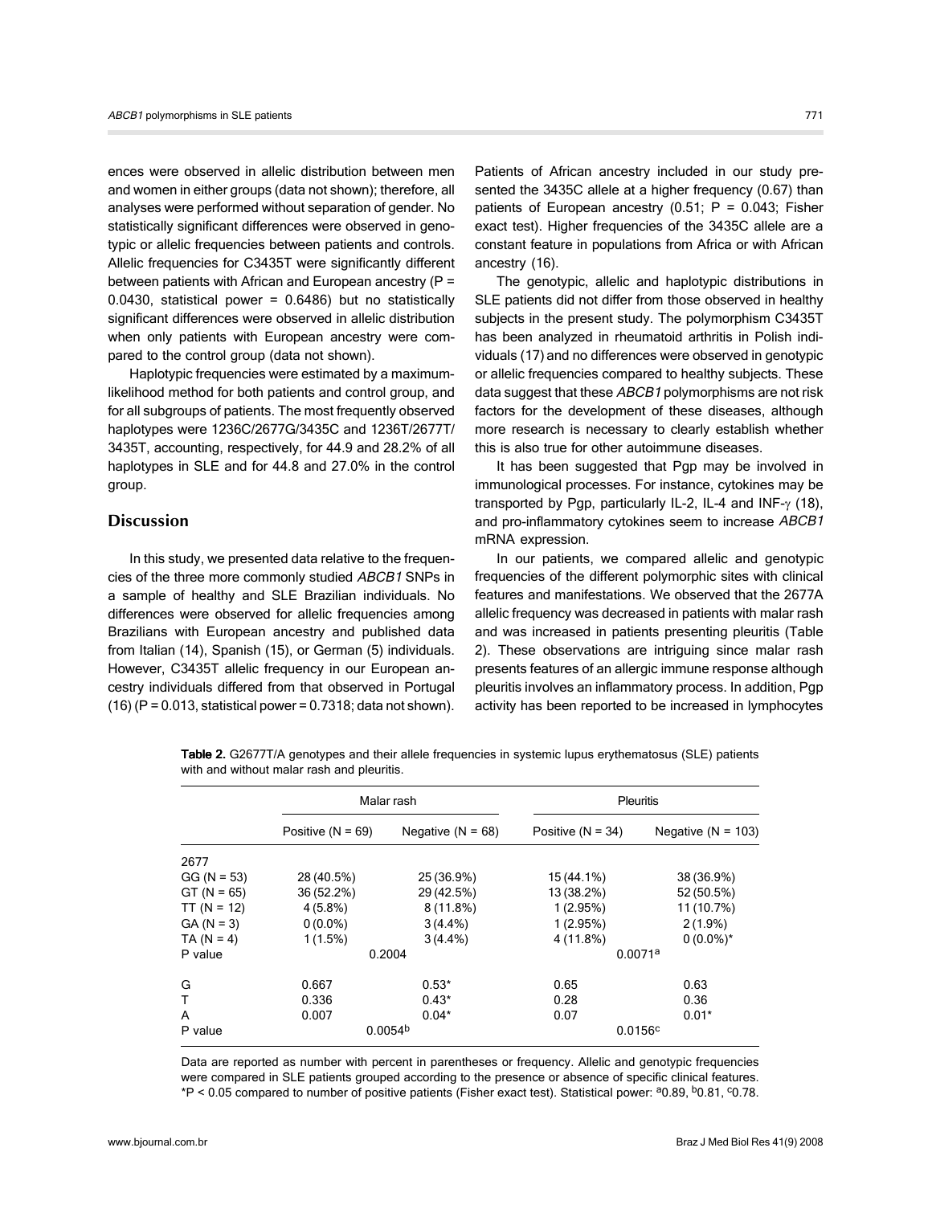ences were observed in allelic distribution between men and women in either groups (data not shown); therefore, all analyses were performed without separation of gender. No statistically significant differences were observed in genotypic or allelic frequencies between patients and controls. Allelic frequencies for C3435T were significantly different between patients with African and European ancestry ($P = 0.0430$, statistical power = 0.6486) but no statistically significant differences were observed in allelic distribution when only patients with European ancestry were compared to the control group (data not shown).

Haplotypic frequencies were estimated by a maximum-likelihood method for both patients and control group, and for all subgroups of patients. The most frequently observed haplotypes were 1236C/2677G/3435C and 1236T/2677T/3435T, accounting, respectively, for 44.9 and 28.2% of all haplotypes in SLE and for 44.8 and 27.0% in the control group.

## Discussion

In this study, we presented data relative to the frequencies of the three more commonly studied *ABCB1* SNPs in a sample of healthy and SLE Brazilian individuals. No differences were observed for allelic frequencies among Brazilians with European ancestry and published data from Italian (14), Spanish (15), or German (5) individuals. However, C3435T allelic frequency in our European ancestry individuals differed from that observed in Portugal (16) ($P = 0.013$, statistical power = 0.7318; data not shown). Patients of African ancestry included in our study presented the 3435C allele at a higher frequency (0.67) than patients of European ancestry (0.51; $P = 0.043$; Fisher exact test). Higher frequencies of the 3435C allele are a constant feature in populations from Africa or with African ancestry (16).

The genotypic, allelic and haplotypic distributions in SLE patients did not differ from those observed in healthy subjects in the present study. The polymorphism C3435T has been analyzed in rheumatoid arthritis in Polish individuals (17) and no differences were observed in genotypic or allelic frequencies compared to healthy subjects. These data suggest that these *ABCB1* polymorphisms are not risk factors for the development of these diseases, although more research is necessary to clearly establish whether this is also true for other autoimmune diseases.

It has been suggested that Pgp may be involved in immunological processes. For instance, cytokines may be transported by Pgp, particularly IL-2, IL-4 and INF-$\gamma$ (18), and pro-inflammatory cytokines seem to increase *ABCB1* mRNA expression.

In our patients, we compared allelic and genotypic frequencies of the different polymorphic sites with clinical features and manifestations. We observed that the 2677A allelic frequency was decreased in patients with malar rash and was increased in patients presenting pleuritis (Table 2). These observations are intriguing since malar rash presents features of an allergic immune response although pleuritis involves an inflammatory process. In addition, Pgp activity has been reported to be increased in lymphocytes

**Table 2.** G2677T/A genotypes and their allele frequencies in systemic lupus erythematosus (SLE) patients with and without malar rash and pleuritis.

| | Malar rash | | Pleuritis | |
|---|---|---|---|---|
| | Positive (N = 69) | Negative (N = 68) | Positive (N = 34) | Negative (N = 103) |
| 2677 | | | | |
| GG (N = 53) | 28 (40.5%) | 25 (36.9%) | 15 (44.1%) | 38 (36.9%) |
| GT (N = 65) | 36 (52.2%) | 29 (42.5%) | 13 (38.2%) | 52 (50.5%) |
| TT (N = 12) | 4 (5.8%) | 8 (11.8%) | 1 (2.95%) | 11 (10.7%) |
| GA (N = 3) | 0 (0.0%) | 3 (4.4%) | 1 (2.95%) | 2 (1.9%) |
| TA (N = 4) | 1 (1.5%) | 3 (4.4%) | 4 (11.8%) | 0 (0.0%)* |
| P value | 0.2004 | | 0.0071[a] | |
| G | 0.667 | 0.53* | 0.65 | 0.63 |
| T | 0.336 | 0.43* | 0.28 | 0.36 |
| A | 0.007 | 0.04* | 0.07 | 0.01* |
| P value | 0.0054[b] | | 0.0156[c] | |

Data are reported as number with percent in parentheses or frequency. Allelic and genotypic frequencies were compared in SLE patients grouped according to the presence or absence of specific clinical features. *$P < 0.05$ compared to number of positive patients (Fisher exact test). Statistical power: [a]0.89, [b]0.81, [c]0.78.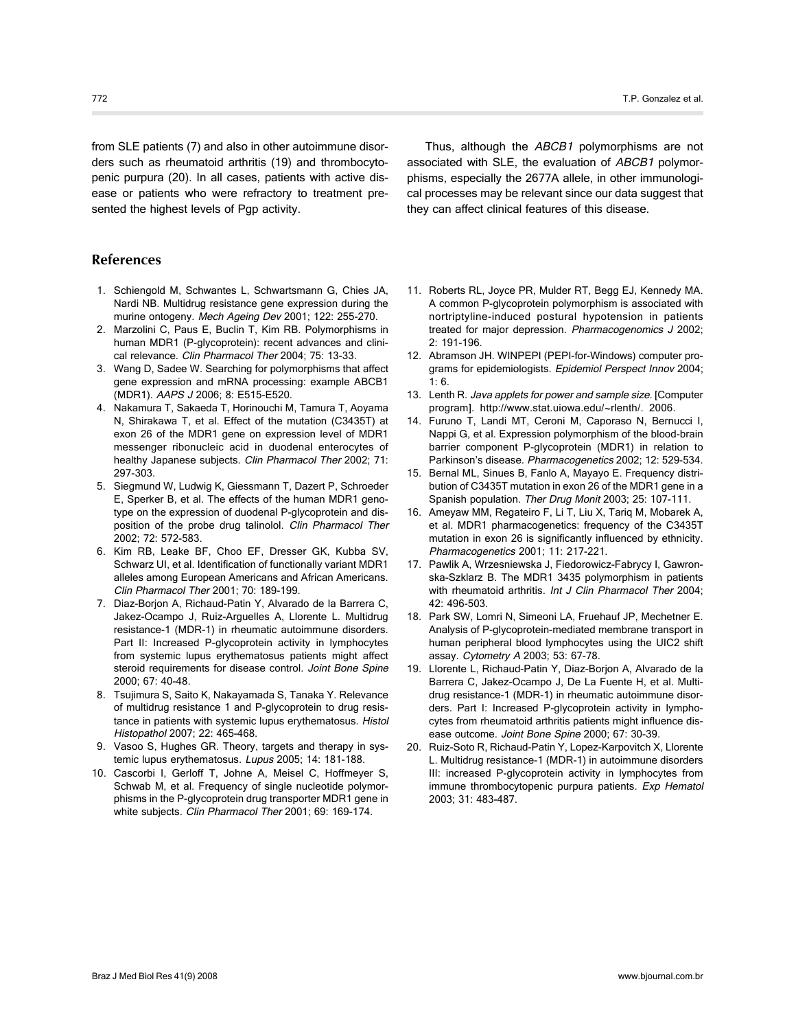from SLE patients (7) and also in other autoimmune disorders such as rheumatoid arthritis (19) and thrombocytopenic purpura (20). In all cases, patients with active disease or patients who were refractory to treatment presented the highest levels of Pgp activity.

Thus, although the *ABCB1* polymorphisms are not associated with SLE, the evaluation of *ABCB1* polymorphisms, especially the 2677A allele, in other immunological processes may be relevant since our data suggest that they can affect clinical features of this disease.

## References

1. Schiengold M, Schwantes L, Schwartsmann G, Chies JA, Nardi NB. Multidrug resistance gene expression during the murine ontogeny. *Mech Ageing Dev* 2001; 122: 255-270.
2. Marzolini C, Paus E, Buclin T, Kim RB. Polymorphisms in human MDR1 (P-glycoprotein): recent advances and clinical relevance. *Clin Pharmacol Ther* 2004; 75: 13-33.
3. Wang D, Sadee W. Searching for polymorphisms that affect gene expression and mRNA processing: example ABCB1 (MDR1). *AAPS J* 2006; 8: E515-E520.
4. Nakamura T, Sakaeda T, Horinouchi M, Tamura T, Aoyama N, Shirakawa T, et al. Effect of the mutation (C3435T) at exon 26 of the MDR1 gene on expression level of MDR1 messenger ribonucleic acid in duodenal enterocytes of healthy Japanese subjects. *Clin Pharmacol Ther* 2002; 71: 297-303.
5. Siegmund W, Ludwig K, Giessmann T, Dazert P, Schroeder E, Sperker B, et al. The effects of the human MDR1 genotype on the expression of duodenal P-glycoprotein and disposition of the probe drug talinolol. *Clin Pharmacol Ther* 2002; 72: 572-583.
6. Kim RB, Leake BF, Choo EF, Dresser GK, Kubba SV, Schwarz UI, et al. Identification of functionally variant MDR1 alleles among European Americans and African Americans. *Clin Pharmacol Ther* 2001; 70: 189-199.
7. Diaz-Borjon A, Richaud-Patin Y, Alvarado de la Barrera C, Jakez-Ocampo J, Ruiz-Arguelles A, Llorente L. Multidrug resistance-1 (MDR-1) in rheumatic autoimmune disorders. Part II: Increased P-glycoprotein activity in lymphocytes from systemic lupus erythematosus patients might affect steroid requirements for disease control. *Joint Bone Spine* 2000; 67: 40-48.
8. Tsujimura S, Saito K, Nakayamada S, Tanaka Y. Relevance of multidrug resistance 1 and P-glycoprotein to drug resistance in patients with systemic lupus erythematosus. *Histol Histopathol* 2007; 22: 465-468.
9. Vasoo S, Hughes GR. Theory, targets and therapy in systemic lupus erythematosus. *Lupus* 2005; 14: 181-188.
10. Cascorbi I, Gerloff T, Johne A, Meisel C, Hoffmeyer S, Schwab M, et al. Frequency of single nucleotide polymorphisms in the P-glycoprotein drug transporter MDR1 gene in white subjects. *Clin Pharmacol Ther* 2001; 69: 169-174.
11. Roberts RL, Joyce PR, Mulder RT, Begg EJ, Kennedy MA. A common P-glycoprotein polymorphism is associated with nortriptyline-induced postural hypotension in patients treated for major depression. *Pharmacogenomics J* 2002; 2: 191-196.
12. Abramson JH. WINPEPI (PEPI-for-Windows) computer programs for epidemiologists. *Epidemiol Perspect Innov* 2004; 1: 6.
13. Lenth R. *Java applets for power and sample size*. [Computer program]. http://www.stat.uiowa.edu/~rlenth/. 2006.
14. Furuno T, Landi MT, Ceroni M, Caporaso N, Bernucci I, Nappi G, et al. Expression polymorphism of the blood-brain barrier component P-glycoprotein (MDR1) in relation to Parkinson's disease. *Pharmacogenetics* 2002; 12: 529-534.
15. Bernal ML, Sinues B, Fanlo A, Mayayo E. Frequency distribution of C3435T mutation in exon 26 of the MDR1 gene in a Spanish population. *Ther Drug Monit* 2003; 25: 107-111.
16. Ameyaw MM, Regateiro F, Li T, Liu X, Tariq M, Mobarek A, et al. MDR1 pharmacogenetics: frequency of the C3435T mutation in exon 26 is significantly influenced by ethnicity. *Pharmacogenetics* 2001; 11: 217-221.
17. Pawlik A, Wrzesniewska J, Fiedorowicz-Fabrycy I, Gawronska-Szklarz B. The MDR1 3435 polymorphism in patients with rheumatoid arthritis. *Int J Clin Pharmacol Ther* 2004; 42: 496-503.
18. Park SW, Lomri N, Simeoni LA, Fruehauf JP, Mechetner E. Analysis of P-glycoprotein-mediated membrane transport in human peripheral blood lymphocytes using the UIC2 shift assay. *Cytometry A* 2003; 53: 67-78.
19. Llorente L, Richaud-Patin Y, Diaz-Borjon A, Alvarado de la Barrera C, Jakez-Ocampo J, De La Fuente H, et al. Multidrug resistance-1 (MDR-1) in rheumatic autoimmune disorders. Part I: Increased P-glycoprotein activity in lymphocytes from rheumatoid arthritis patients might influence disease outcome. *Joint Bone Spine* 2000; 67: 30-39.
20. Ruiz-Soto R, Richaud-Patin Y, Lopez-Karpovitch X, Llorente L. Multidrug resistance-1 (MDR-1) in autoimmune disorders III: increased P-glycoprotein activity in lymphocytes from immune thrombocytopenic purpura patients. *Exp Hematol* 2003; 31: 483-487.